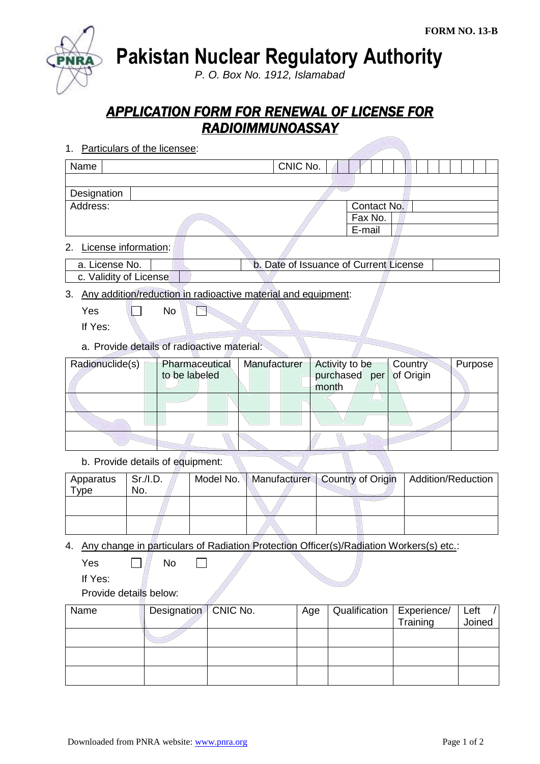FORM NO. 13-B

# Pakistan Nuclear Regulatory Authority

*P. O. Box No. 1912, Islamabad*

## *APPLICATION FORM FOR RENEWAL OF LICENSE FOR RADIOIMMUNOASSAY*

1. Particulars of the licensee:

| Name | | CNIC No. | |
|---|---|---|---|
| | | | |
| Designation | | | |
| Address: | | Contact No. | |
| | | Fax No. | |
| | | E-mail | |

2. License information:

| a. License No. | | b. Date of Issuance of Current License | |
|---|---|---|---|
| c. Validity of License | | | |

3. Any addition/reduction in radioactive material and equipment:

   Yes ☐ No ☐

   If Yes:

   a. Provide details of radioactive material:

| Radionuclide(s) | Pharmaceutical to be labeled | Manufacturer | Activity to be purchased per month | Country of Origin | Purpose |
|---|---|---|---|---|---|
| | | | | | |
| | | | | | |
| | | | | | |

   b. Provide details of equipment:

| Apparatus Type | Sr./I.D. No. | Model No. | Manufacturer | Country of Origin | Addition/Reduction |
|---|---|---|---|---|---|
| | | | | | |
| | | | | | |

4. Any change in particulars of Radiation Protection Officer(s)/Radiation Workers(s) etc.:

   Yes ☐ No ☐

   If Yes:

   Provide details below:

| Name | Designation | CNIC No. | Age | Qualification | Experience/ Training | Left / Joined |
|---|---|---|---|---|---|---|
| | | | | | | |
| | | | | | | |
| | | | | | | |

Downloaded from PNRA website: www.pnra.org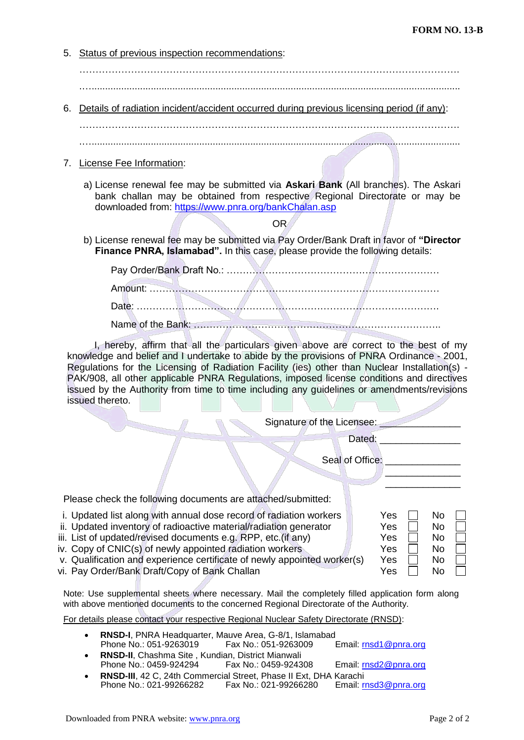**FORM NO. 13-B**

5. Status of previous inspection recommendations:

…………………………………………………………………………………………………………

…………………………………………………………………………………………………………

6. Details of radiation incident/accident occurred during previous licensing period (if any):

…………………………………………………………………………………………………………

…………………………………………………………………………………………………………

7. License Fee Information:

   a) License renewal fee may be submitted via **Askari Bank** (All branches). The Askari bank challan may be obtained from respective Regional Directorate or may be downloaded from: https://www.pnra.org/bankChalan.asp

   OR

   b) License renewal fee may be submitted via Pay Order/Bank Draft in favor of **"Director Finance PNRA, Islamabad".** In this case, please provide the following details:

      Pay Order/Bank Draft No.: …………………………………………………………

      Amount: …………………………………………………………………………

      Date: ……………………………………………………………………………

      Name of the Bank: ……………………………………………………………..

I, hereby, affirm that all the particulars given above are correct to the best of my knowledge and belief and I undertake to abide by the provisions of PNRA Ordinance - 2001, Regulations for the Licensing of Radiation Facility (ies) other than Nuclear Installation(s) - PAK/908, all other applicable PNRA Regulations, imposed license conditions and directives issued by the Authority from time to time including any guidelines or amendments/revisions issued thereto.

Signature of the Licensee: _______________

Dated: _______________

Seal of Office: _______________
_______________
_______________

Please check the following documents are attached/submitted:

| | | |
|---|---|---|
| i. Updated list along with annual dose record of radiation workers | Yes ☐ | No ☐ |
| ii. Updated inventory of radioactive material/radiation generator | Yes ☐ | No ☐ |
| iii. List of updated/revised documents e.g. RPP, etc.(if any) | Yes ☐ | No ☐ |
| iv. Copy of CNIC(s) of newly appointed radiation workers | Yes ☐ | No ☐ |
| v. Qualification and experience certificate of newly appointed worker(s) | Yes ☐ | No ☐ |
| vi. Pay Order/Bank Draft/Copy of Bank Challan | Yes ☐ | No ☐ |

Note: Use supplemental sheets where necessary. Mail the completely filled application form along with above mentioned documents to the concerned Regional Directorate of the Authority.

For details please contact your respective Regional Nuclear Safety Directorate (RNSD):

- **RNSD-I**, PNRA Headquarter, Mauve Area, G-8/1, Islamabad
  Phone No.: 051-9263019 Fax No.: 051-9263009 Email: rnsd1@pnra.org
- **RNSD-II**, Chashma Site , Kundian, District Mianwali
  Phone No.: 0459-924294 Fax No.: 0459-924308 Email: rnsd2@pnra.org
- **RNSD-III**, 42 C, 24th Commercial Street, Phase II Ext, DHA Karachi
  Phone No.: 021-99266282 Fax No.: 021-99266280 Email: rnsd3@pnra.org

Downloaded from PNRA website: www.pnra.org